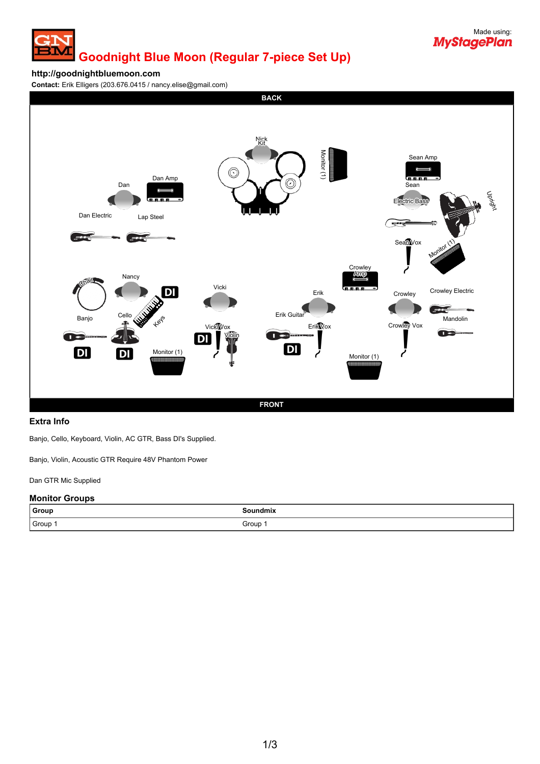Made using: MyStagePlan

# Goodnight Blue Moon (Regular 7-piece Set Up)

**http://goodnightbluemoon.com**

**Contact:** Erik Elligers (203.676.0415 / nancy.elise@gmail.com)

BACK

Nick Kit

Monitor (1)

Sean Amp

Sean

Electric Bass

Upright

Dan

Dan Amp

Dan Electric

Lap Steel

Sean Vox

Monitor (1)

Crowley Amp

Chair

Nancy

DI

Vicki

Erik

Crowley

Crowley Electric

Banjo

Cello

Keys

Erik Guitar

Mandolin

Vicki Vox

Violin

Erik Vox

Crowley Vox

DI

DI

DI

DI

Monitor (1)

Monitor (1)

FRONT

## Extra Info

Banjo, Cello, Keyboard, Violin, AC GTR, Bass DI's Supplied.

Banjo, Violin, Acoustic GTR Require 48V Phantom Power

Dan GTR Mic Supplied

## Monitor Groups

| Group | Soundmix |
| --- | --- |
| Group 1 | Group 1 |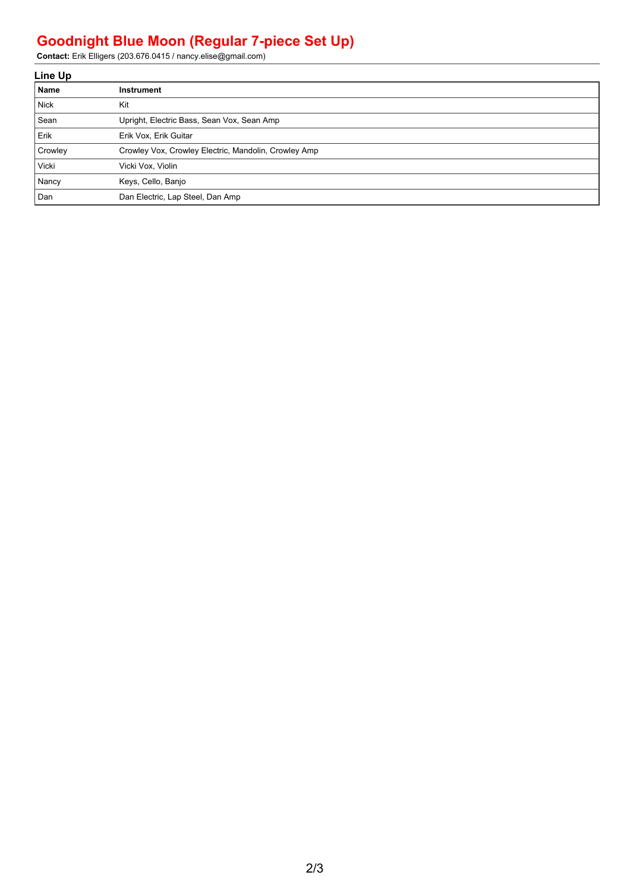# Goodnight Blue Moon (Regular 7-piece Set Up)

**Contact:** Erik Elligers (203.676.0415 / nancy.elise@gmail.com)

## Line Up

| Name | Instrument |
|---|---|
| Nick | Kit |
| Sean | Upright, Electric Bass, Sean Vox, Sean Amp |
| Erik | Erik Vox, Erik Guitar |
| Crowley | Crowley Vox, Crowley Electric, Mandolin, Crowley Amp |
| Vicki | Vicki Vox, Violin |
| Nancy | Keys, Cello, Banjo |
| Dan | Dan Electric, Lap Steel, Dan Amp |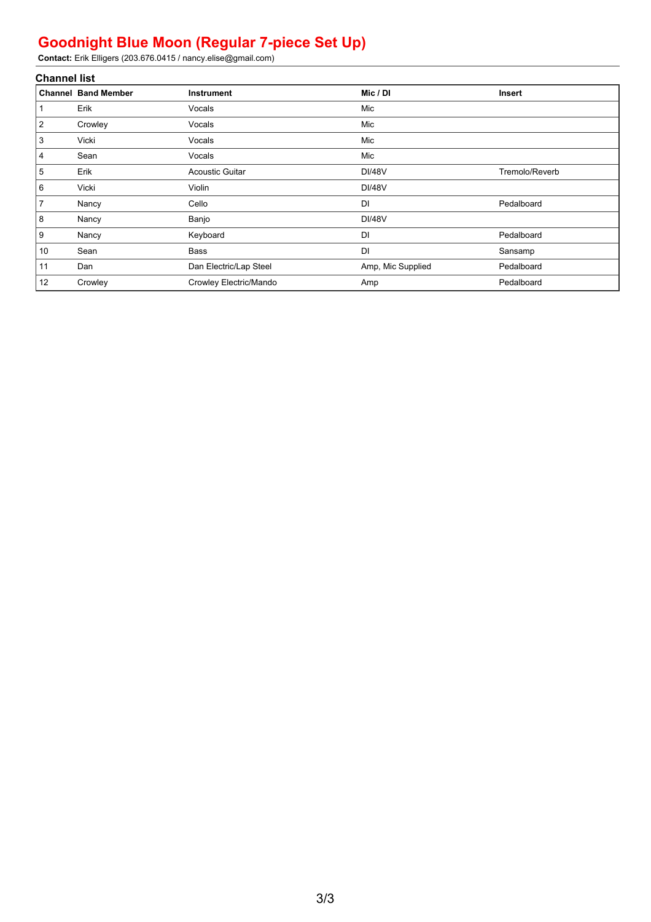# Goodnight Blue Moon (Regular 7-piece Set Up)

**Contact:** Erik Elligers (203.676.0415 / nancy.elise@gmail.com)

## Channel list

| Channel | Band Member | Instrument | Mic / DI | Insert |
| --- | --- | --- | --- | --- |
| 1 | Erik | Vocals | Mic | |
| 2 | Crowley | Vocals | Mic | |
| 3 | Vicki | Vocals | Mic | |
| 4 | Sean | Vocals | Mic | |
| 5 | Erik | Acoustic Guitar | DI/48V | Tremolo/Reverb |
| 6 | Vicki | Violin | DI/48V | |
| 7 | Nancy | Cello | DI | Pedalboard |
| 8 | Nancy | Banjo | DI/48V | |
| 9 | Nancy | Keyboard | DI | Pedalboard |
| 10 | Sean | Bass | DI | Sansamp |
| 11 | Dan | Dan Electric/Lap Steel | Amp, Mic Supplied | Pedalboard |
| 12 | Crowley | Crowley Electric/Mando | Amp | Pedalboard |